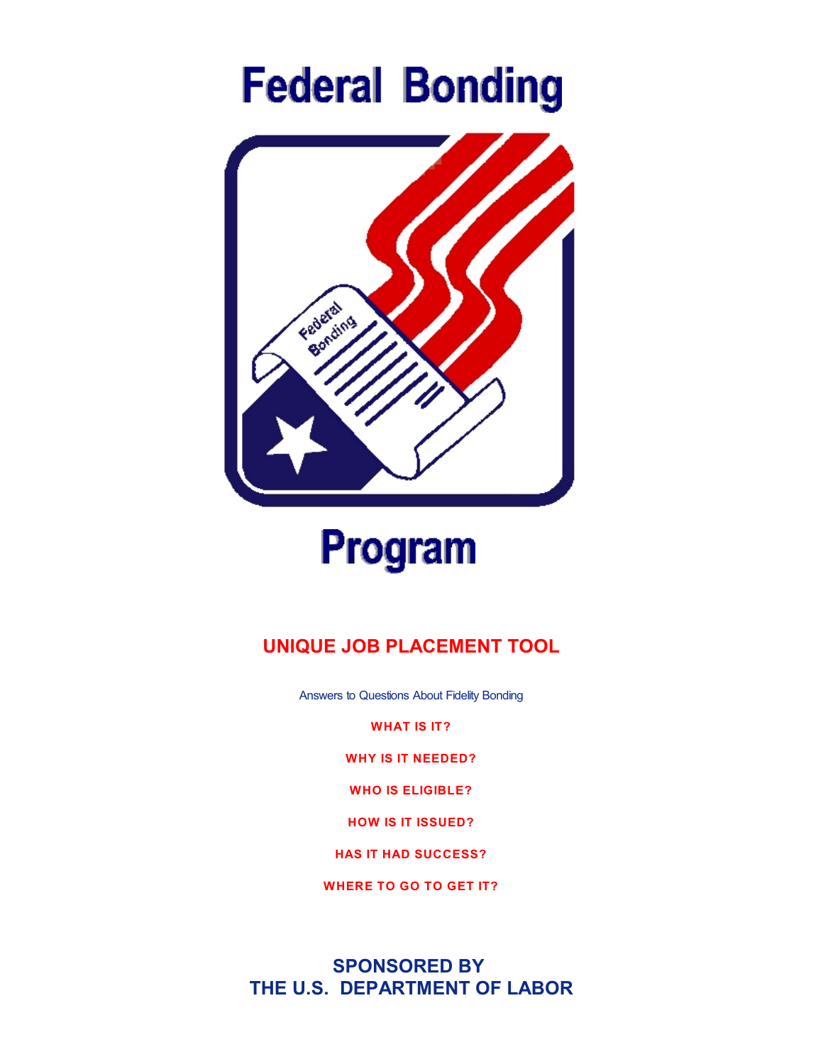# Federal Bonding Program

## UNIQUE JOB PLACEMENT TOOL

Answers to Questions About Fidelity Bonding

**WHAT IS IT?**

**WHY IS IT NEEDED?**

**WHO IS ELIGIBLE?**

**HOW IS IT ISSUED?**

**HAS IT HAD SUCCESS?**

**WHERE TO GO TO GET IT?**

## SPONSORED BY THE U.S. DEPARTMENT OF LABOR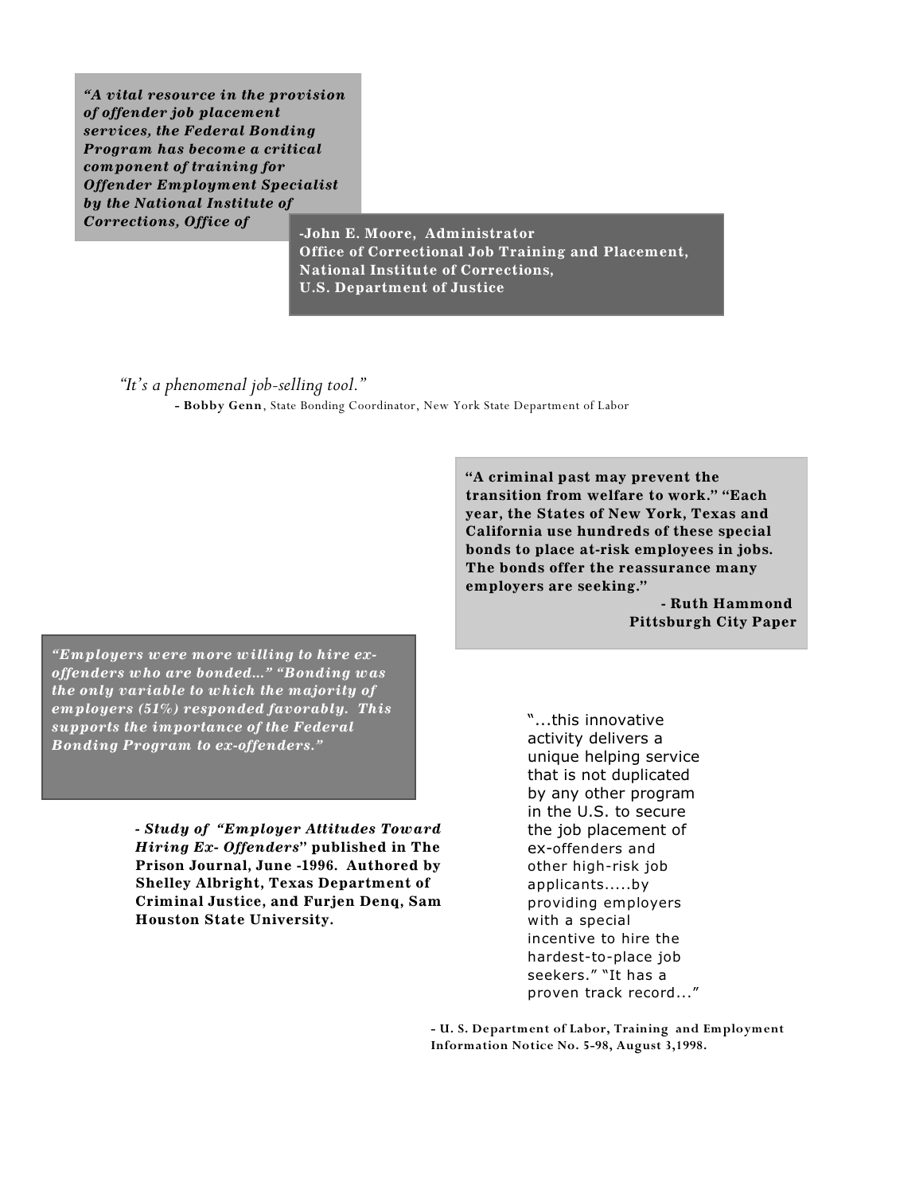*"A vital resource in the provision of offender job placement services, the Federal Bonding Program has become a critical component of training for Offender Employment Specialist by the National Institute of Corrections, Office of*

**-John E. Moore, Administrator**
**Office of Correctional Job Training and Placement,**
**National Institute of Corrections,**
**U.S. Department of Justice**

*"It's a phenomenal job-selling tool."*

**- Bobby Genn**, State Bonding Coordinator, New York State Department of Labor

**"A criminal past may prevent the transition from welfare to work." "Each year, the States of New York, Texas and California use hundreds of these special bonds to place at-risk employees in jobs. The bonds offer the reassurance many employers are seeking."**

**- Ruth Hammond**
**Pittsburgh City Paper**

***"Employers were more willing to hire ex-offenders who are bonded..." "Bonding was the only variable to which the majority of employers (51%) responded favorably. This supports the importance of the Federal Bonding Program to ex-offenders."***

***- Study of "Employer Attitudes Toward Hiring Ex- Offenders"* published in The Prison Journal, June -1996. Authored by Shelley Albright, Texas Department of Criminal Justice, and Furjen Denq, Sam Houston State University.**

"...this innovative activity delivers a unique helping service that is not duplicated by any other program in the U.S. to secure the job placement of ex-offenders and other high-risk job applicants.....by providing employers with a special incentive to hire the hardest-to-place job seekers." "It has a proven track record..."

**- U. S. Department of Labor, Training and Employment Information Notice No. 5-98, August 3,1998.**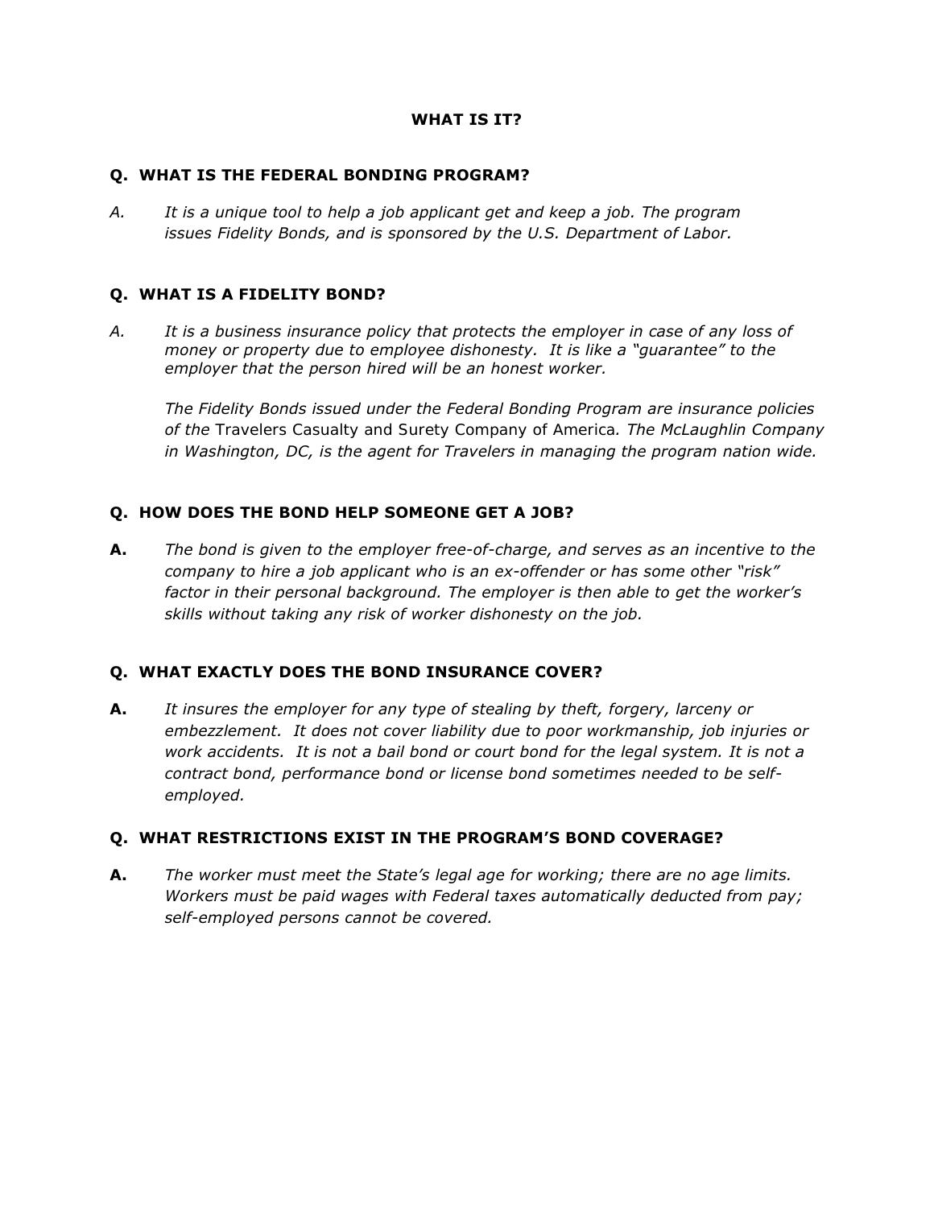## WHAT IS IT?

**Q. WHAT IS THE FEDERAL BONDING PROGRAM?**

A. *It is a unique tool to help a job applicant get and keep a job. The program issues Fidelity Bonds, and is sponsored by the U.S. Department of Labor.*

**Q. WHAT IS A FIDELITY BOND?**

A. *It is a business insurance policy that protects the employer in case of any loss of money or property due to employee dishonesty. It is like a "guarantee" to the employer that the person hired will be an honest worker.*

*The Fidelity Bonds issued under the Federal Bonding Program are insurance policies of the* Travelers Casualty and Surety Company of America*. The McLaughlin Company in Washington, DC, is the agent for Travelers in managing the program nation wide.*

**Q. HOW DOES THE BOND HELP SOMEONE GET A JOB?**

**A.** *The bond is given to the employer free-of-charge, and serves as an incentive to the company to hire a job applicant who is an ex-offender or has some other "risk" factor in their personal background. The employer is then able to get the worker's skills without taking any risk of worker dishonesty on the job.*

**Q. WHAT EXACTLY DOES THE BOND INSURANCE COVER?**

**A.** *It insures the employer for any type of stealing by theft, forgery, larceny or embezzlement. It does not cover liability due to poor workmanship, job injuries or work accidents. It is not a bail bond or court bond for the legal system. It is not a contract bond, performance bond or license bond sometimes needed to be self-employed.*

**Q. WHAT RESTRICTIONS EXIST IN THE PROGRAM'S BOND COVERAGE?**

**A.** *The worker must meet the State's legal age for working; there are no age limits. Workers must be paid wages with Federal taxes automatically deducted from pay; self-employed persons cannot be covered.*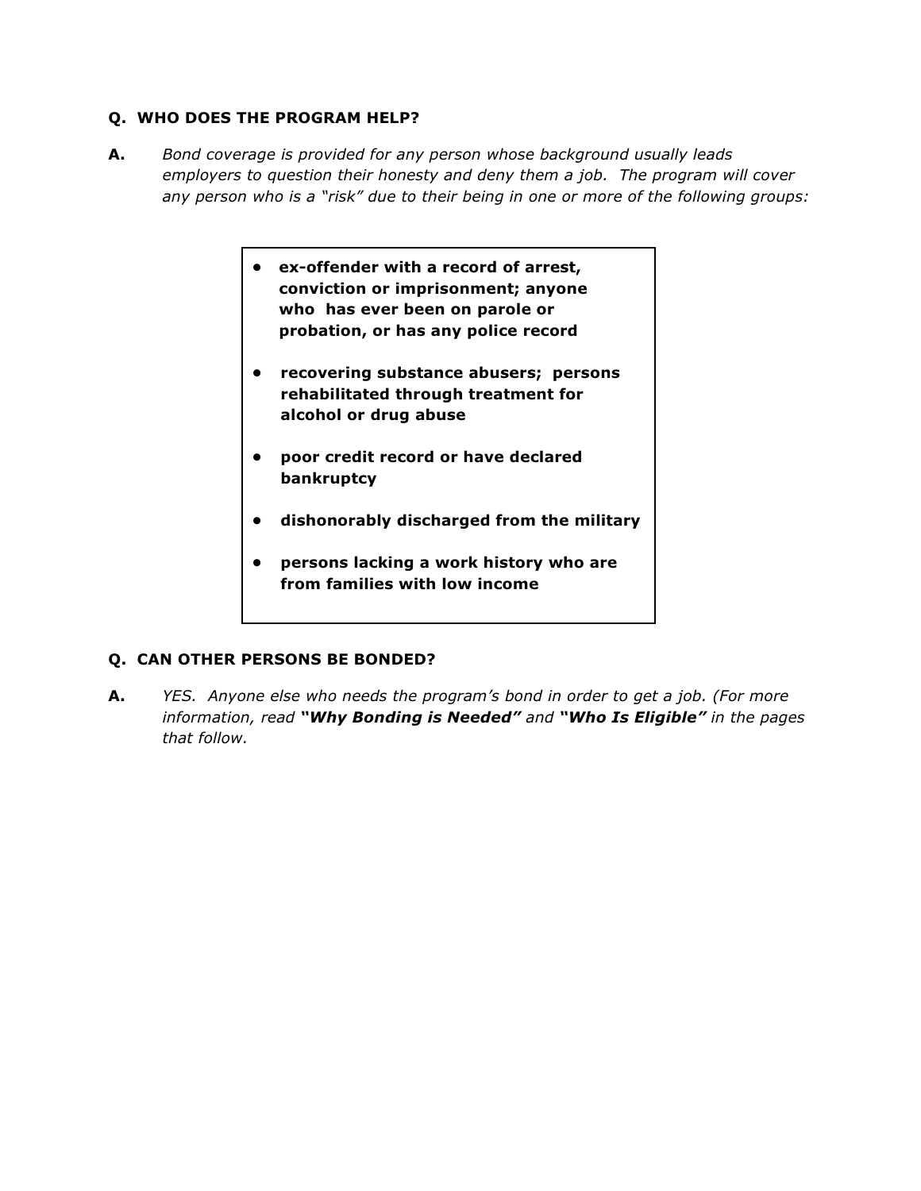**Q. WHO DOES THE PROGRAM HELP?**

**A.** *Bond coverage is provided for any person whose background usually leads employers to question their honesty and deny them a job. The program will cover any person who is a "risk" due to their being in one or more of the following groups:*

- **ex-offender with a record of arrest, conviction or imprisonment; anyone who has ever been on parole or probation, or has any police record**
- **recovering substance abusers; persons rehabilitated through treatment for alcohol or drug abuse**
- **poor credit record or have declared bankruptcy**
- **dishonorably discharged from the military**
- **persons lacking a work history who are from families with low income**

**Q. CAN OTHER PERSONS BE BONDED?**

**A.** *YES. Anyone else who needs the program's bond in order to get a job. (For more information, read **"Why Bonding is Needed"** and **"Who Is Eligible"** in the pages that follow.*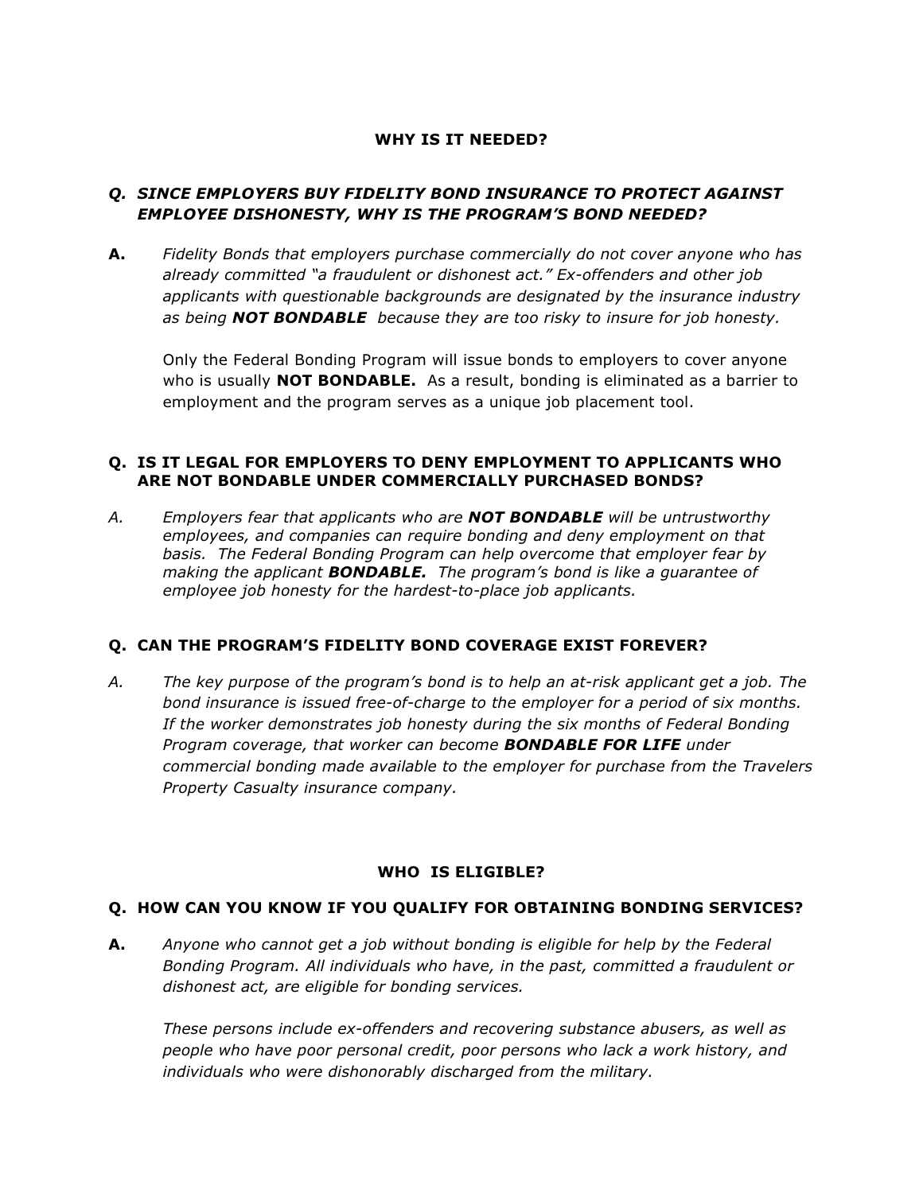## WHY IS IT NEEDED?

***Q. SINCE EMPLOYERS BUY FIDELITY BOND INSURANCE TO PROTECT AGAINST EMPLOYEE DISHONESTY, WHY IS THE PROGRAM'S BOND NEEDED?***

**A.** *Fidelity Bonds that employers purchase commercially do not cover anyone who has already committed "a fraudulent or dishonest act." Ex-offenders and other job applicants with questionable backgrounds are designated by the insurance industry as being **NOT BONDABLE** because they are too risky to insure for job honesty.*

Only the Federal Bonding Program will issue bonds to employers to cover anyone who is usually **NOT BONDABLE.** As a result, bonding is eliminated as a barrier to employment and the program serves as a unique job placement tool.

**Q. IS IT LEGAL FOR EMPLOYERS TO DENY EMPLOYMENT TO APPLICANTS WHO ARE NOT BONDABLE UNDER COMMERCIALLY PURCHASED BONDS?**

*A. Employers fear that applicants who are **NOT BONDABLE** will be untrustworthy employees, and companies can require bonding and deny employment on that basis. The Federal Bonding Program can help overcome that employer fear by making the applicant **BONDABLE.** The program's bond is like a guarantee of employee job honesty for the hardest-to-place job applicants.*

**Q. CAN THE PROGRAM'S FIDELITY BOND COVERAGE EXIST FOREVER?**

*A. The key purpose of the program's bond is to help an at-risk applicant get a job. The bond insurance is issued free-of-charge to the employer for a period of six months. If the worker demonstrates job honesty during the six months of Federal Bonding Program coverage, that worker can become **BONDABLE FOR LIFE** under commercial bonding made available to the employer for purchase from the Travelers Property Casualty insurance company.*

## WHO IS ELIGIBLE?

**Q. HOW CAN YOU KNOW IF YOU QUALIFY FOR OBTAINING BONDING SERVICES?**

**A.** *Anyone who cannot get a job without bonding is eligible for help by the Federal Bonding Program. All individuals who have, in the past, committed a fraudulent or dishonest act, are eligible for bonding services.*

*These persons include ex-offenders and recovering substance abusers, as well as people who have poor personal credit, poor persons who lack a work history, and individuals who were dishonorably discharged from the military.*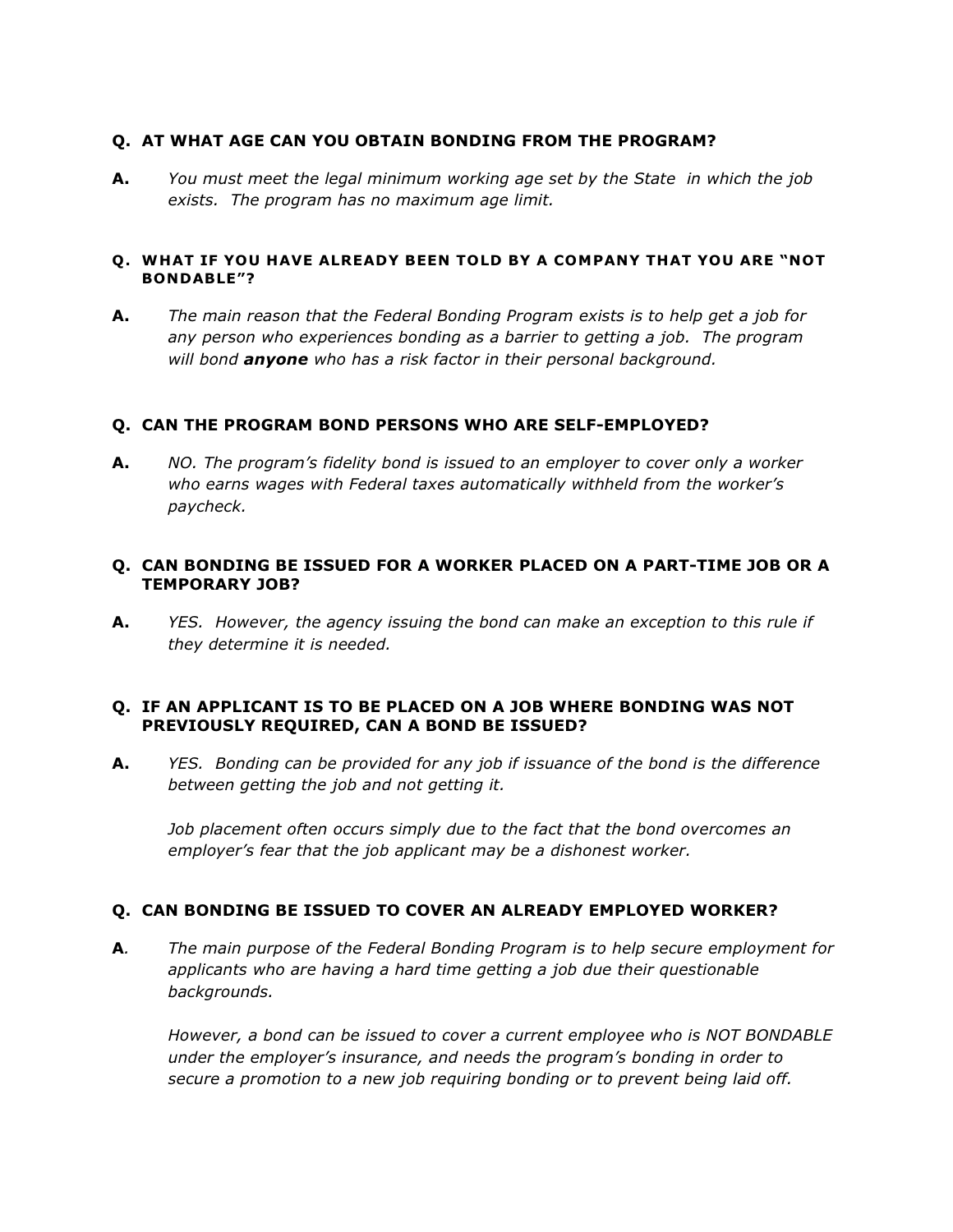**Q. AT WHAT AGE CAN YOU OBTAIN BONDING FROM THE PROGRAM?**

**A.** *You must meet the legal minimum working age set by the State in which the job exists. The program has no maximum age limit.*

**Q. WHAT IF YOU HAVE ALREADY BEEN TOLD BY A COMPANY THAT YOU ARE "NOT BONDABLE"?**

**A.** *The main reason that the Federal Bonding Program exists is to help get a job for any person who experiences bonding as a barrier to getting a job. The program will bond **anyone** who has a risk factor in their personal background.*

**Q. CAN THE PROGRAM BOND PERSONS WHO ARE SELF-EMPLOYED?**

**A.** *NO. The program's fidelity bond is issued to an employer to cover only a worker who earns wages with Federal taxes automatically withheld from the worker's paycheck.*

**Q. CAN BONDING BE ISSUED FOR A WORKER PLACED ON A PART-TIME JOB OR A TEMPORARY JOB?**

**A.** *YES. However, the agency issuing the bond can make an exception to this rule if they determine it is needed.*

**Q. IF AN APPLICANT IS TO BE PLACED ON A JOB WHERE BONDING WAS NOT PREVIOUSLY REQUIRED, CAN A BOND BE ISSUED?**

**A.** *YES. Bonding can be provided for any job if issuance of the bond is the difference between getting the job and not getting it.*

*Job placement often occurs simply due to the fact that the bond overcomes an employer's fear that the job applicant may be a dishonest worker.*

**Q. CAN BONDING BE ISSUED TO COVER AN ALREADY EMPLOYED WORKER?**

**A**. *The main purpose of the Federal Bonding Program is to help secure employment for applicants who are having a hard time getting a job due their questionable backgrounds.*

*However, a bond can be issued to cover a current employee who is NOT BONDABLE under the employer's insurance, and needs the program's bonding in order to secure a promotion to a new job requiring bonding or to prevent being laid off.*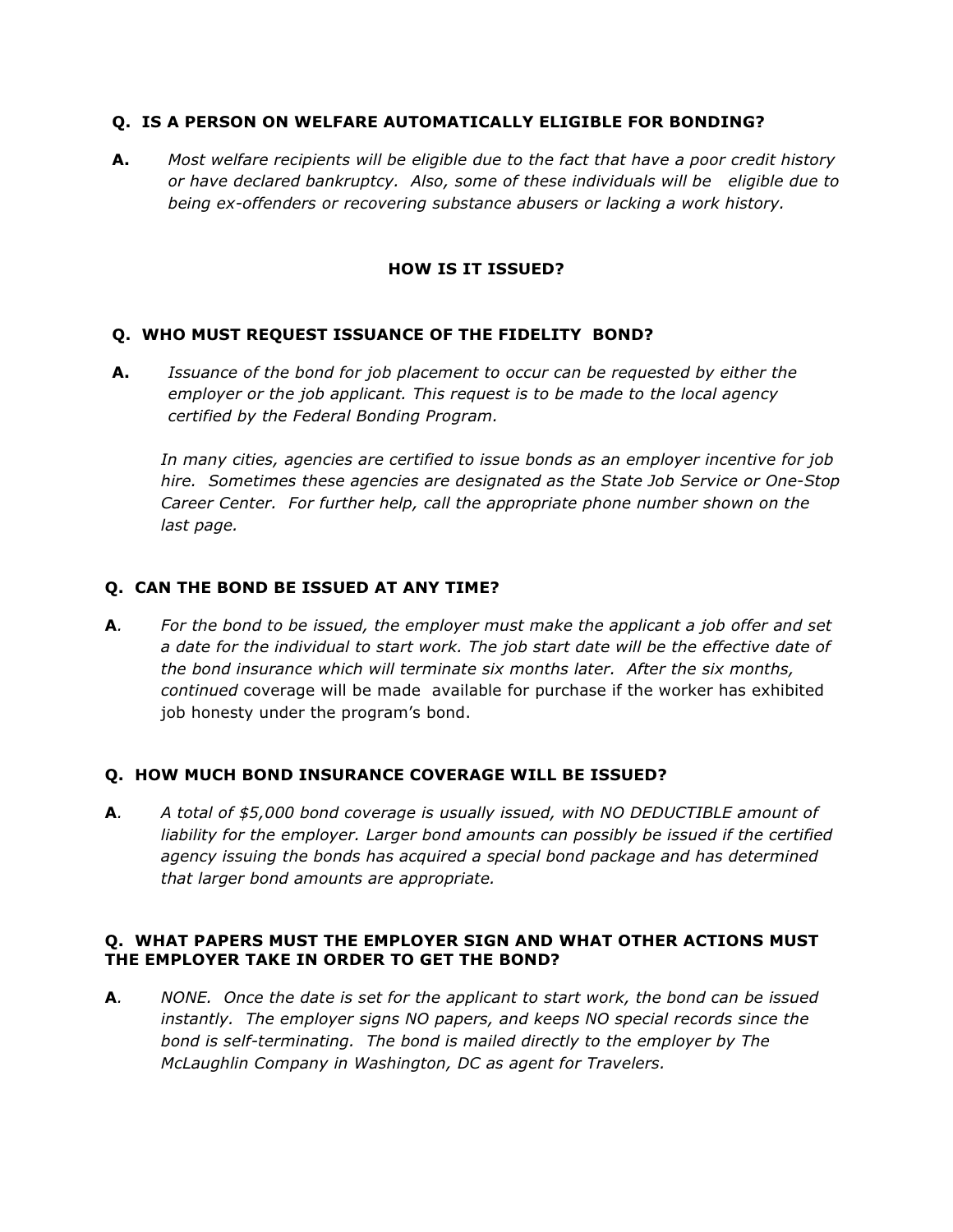**Q. IS A PERSON ON WELFARE AUTOMATICALLY ELIGIBLE FOR BONDING?**

**A.** *Most welfare recipients will be eligible due to the fact that have a poor credit history or have declared bankruptcy. Also, some of these individuals will be eligible due to being ex-offenders or recovering substance abusers or lacking a work history.*

## HOW IS IT ISSUED?

**Q. WHO MUST REQUEST ISSUANCE OF THE FIDELITY BOND?**

**A.** *Issuance of the bond for job placement to occur can be requested by either the employer or the job applicant. This request is to be made to the local agency certified by the Federal Bonding Program.*

*In many cities, agencies are certified to issue bonds as an employer incentive for job hire. Sometimes these agencies are designated as the State Job Service or One-Stop Career Center. For further help, call the appropriate phone number shown on the last page.*

**Q. CAN THE BOND BE ISSUED AT ANY TIME?**

**A**. *For the bond to be issued, the employer must make the applicant a job offer and set a date for the individual to start work. The job start date will be the effective date of the bond insurance which will terminate six months later. After the six months, continued* coverage will be made available for purchase if the worker has exhibited job honesty under the program's bond.

**Q. HOW MUCH BOND INSURANCE COVERAGE WILL BE ISSUED?**

**A**. *A total of $5,000 bond coverage is usually issued, with NO DEDUCTIBLE amount of liability for the employer. Larger bond amounts can possibly be issued if the certified agency issuing the bonds has acquired a special bond package and has determined that larger bond amounts are appropriate.*

**Q. WHAT PAPERS MUST THE EMPLOYER SIGN AND WHAT OTHER ACTIONS MUST THE EMPLOYER TAKE IN ORDER TO GET THE BOND?**

**A**. *NONE. Once the date is set for the applicant to start work, the bond can be issued instantly. The employer signs NO papers, and keeps NO special records since the bond is self-terminating. The bond is mailed directly to the employer by The McLaughlin Company in Washington, DC as agent for Travelers.*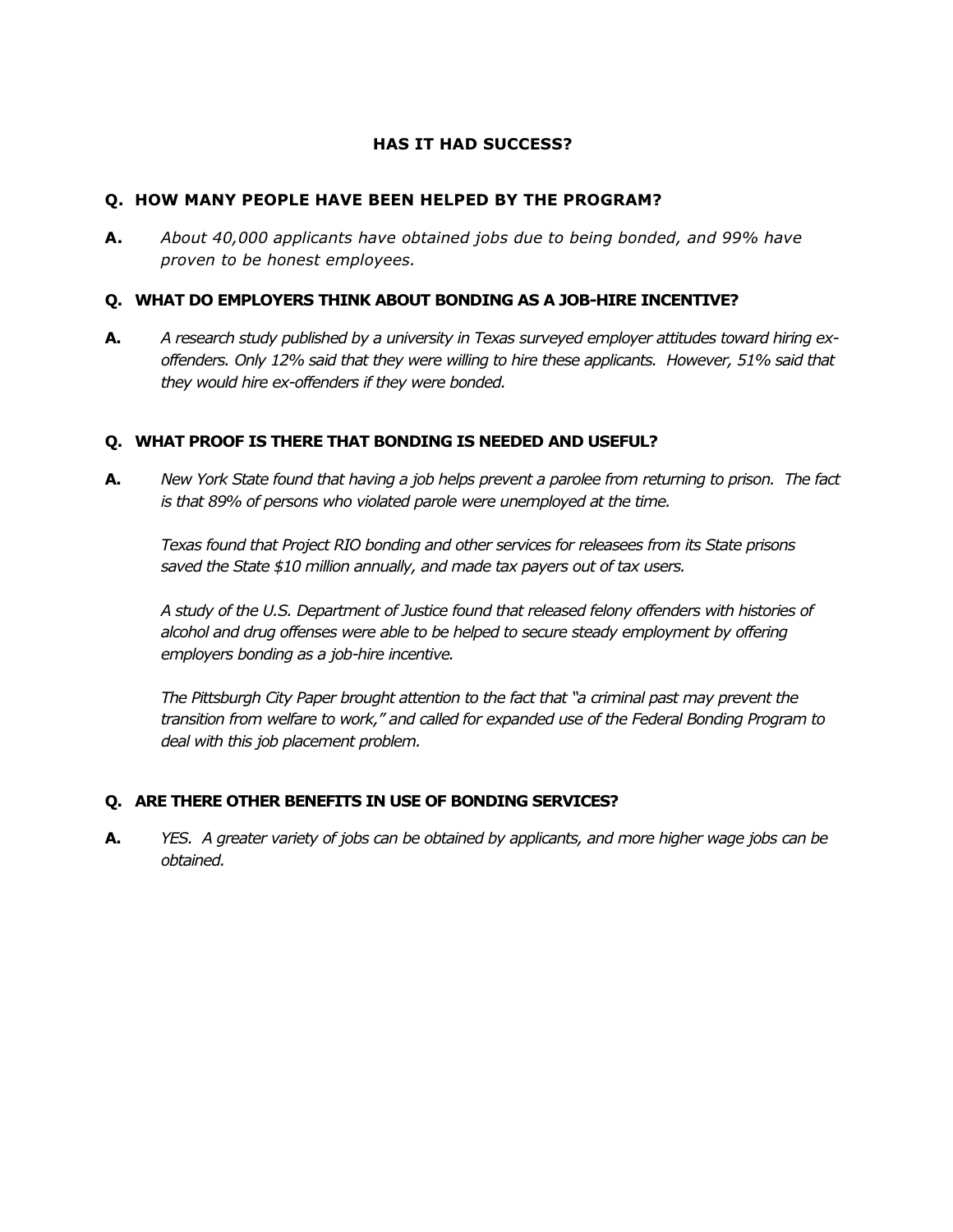## HAS IT HAD SUCCESS?

**Q. HOW MANY PEOPLE HAVE BEEN HELPED BY THE PROGRAM?**

**A.** *About 40,000 applicants have obtained jobs due to being bonded, and 99% have proven to be honest employees.*

**Q. WHAT DO EMPLOYERS THINK ABOUT BONDING AS A JOB-HIRE INCENTIVE?**

**A.** *A research study published by a university in Texas surveyed employer attitudes toward hiring ex-offenders. Only 12% said that they were willing to hire these applicants. However, 51% said that they would hire ex-offenders if they were bonded.*

**Q. WHAT PROOF IS THERE THAT BONDING IS NEEDED AND USEFUL?**

**A.** *New York State found that having a job helps prevent a parolee from returning to prison. The fact is that 89% of persons who violated parole were unemployed at the time.*

*Texas found that Project RIO bonding and other services for releasees from its State prisons saved the State $10 million annually, and made tax payers out of tax users.*

*A study of the U.S. Department of Justice found that released felony offenders with histories of alcohol and drug offenses were able to be helped to secure steady employment by offering employers bonding as a job-hire incentive.*

*The Pittsburgh City Paper brought attention to the fact that "a criminal past may prevent the transition from welfare to work," and called for expanded use of the Federal Bonding Program to deal with this job placement problem.*

**Q. ARE THERE OTHER BENEFITS IN USE OF BONDING SERVICES?**

**A.** *YES. A greater variety of jobs can be obtained by applicants, and more higher wage jobs can be obtained.*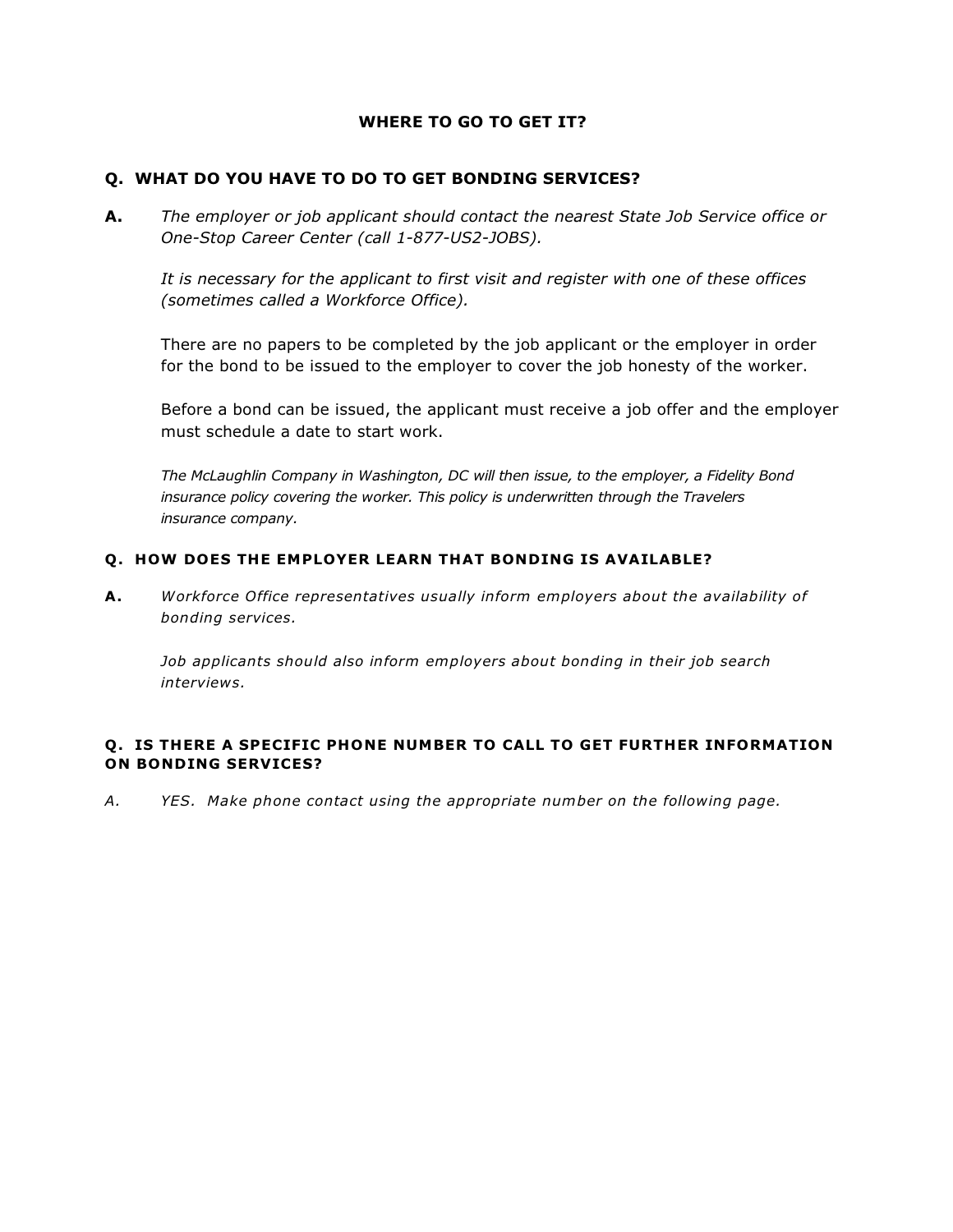## WHERE TO GO TO GET IT?

### Q. WHAT DO YOU HAVE TO DO TO GET BONDING SERVICES?

**A.** *The employer or job applicant should contact the nearest State Job Service office or One-Stop Career Center (call 1-877-US2-JOBS).*

*It is necessary for the applicant to first visit and register with one of these offices (sometimes called a Workforce Office).*

There are no papers to be completed by the job applicant or the employer in order for the bond to be issued to the employer to cover the job honesty of the worker.

Before a bond can be issued, the applicant must receive a job offer and the employer must schedule a date to start work.

*The McLaughlin Company in Washington, DC will then issue, to the employer, a Fidelity Bond insurance policy covering the worker. This policy is underwritten through the Travelers insurance company.*

### Q. HOW DOES THE EMPLOYER LEARN THAT BONDING IS AVAILABLE?

**A.** *Workforce Office representatives usually inform employers about the availability of bonding services.*

*Job applicants should also inform employers about bonding in their job search interviews.*

### Q. IS THERE A SPECIFIC PHONE NUMBER TO CALL TO GET FURTHER INFORMATION ON BONDING SERVICES?

*A. YES. Make phone contact using the appropriate number on the following page.*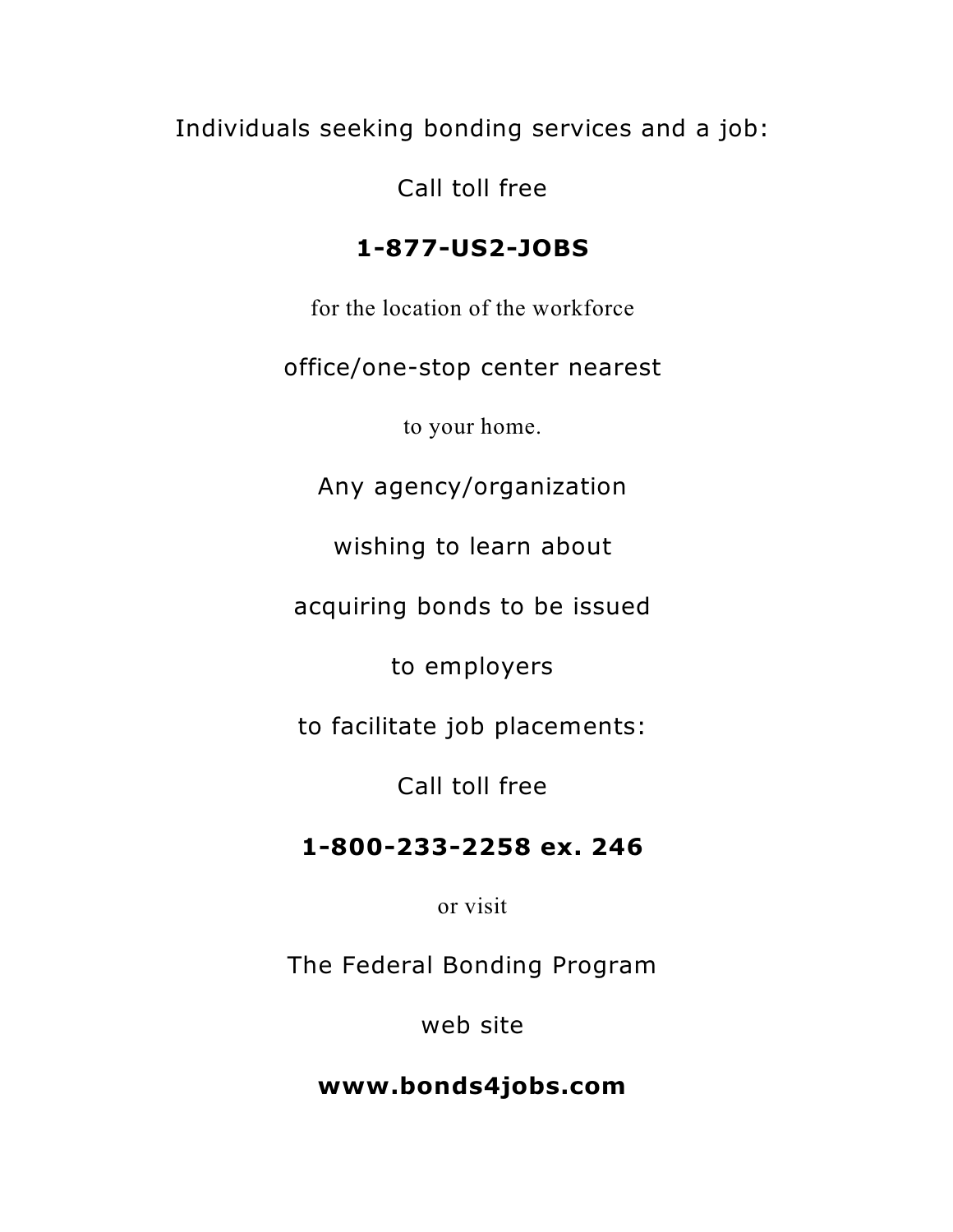Individuals seeking bonding services and a job:

Call toll free

**1-877-US2-JOBS**

for the location of the workforce

office/one-stop center nearest

to your home.

Any agency/organization

wishing to learn about

acquiring bonds to be issued

to employers

to facilitate job placements:

Call toll free

**1-800-233-2258 ex. 246**

or visit

The Federal Bonding Program

web site

**www.bonds4jobs.com**